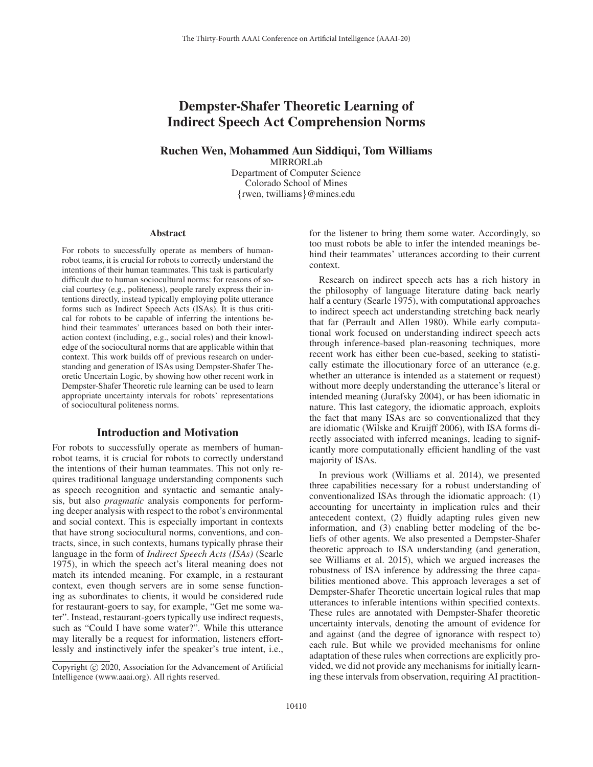# Dempster-Shafer Theoretic Learning of Indirect Speech Act Comprehension Norms

**Ruchen Wen, Mohammed Aun Siddiqui, Tom Williams**

MIRRORLab
Department of Computer Science
Colorado School of Mines
{rwen, twilliams}@mines.edu

## Abstract

For robots to successfully operate as members of human-robot teams, it is crucial for robots to correctly understand the intentions of their human teammates. This task is particularly difficult due to human sociocultural norms: for reasons of social courtesy (e.g., politeness), people rarely express their intentions directly, instead typically employing polite utterance forms such as Indirect Speech Acts (ISAs). It is thus critical for robots to be capable of inferring the intentions behind their teammates' utterances based on both their interaction context (including, e.g., social roles) and their knowledge of the sociocultural norms that are applicable within that context. This work builds off of previous research on understanding and generation of ISAs using Dempster-Shafer Theoretic Uncertain Logic, by showing how other recent work in Dempster-Shafer Theoretic rule learning can be used to learn appropriate uncertainty intervals for robots' representations of sociocultural politeness norms.

## Introduction and Motivation

For robots to successfully operate as members of human-robot teams, it is crucial for robots to correctly understand the intentions of their human teammates. This not only requires traditional language understanding components such as speech recognition and syntactic and semantic analysis, but also *pragmatic* analysis components for performing deeper analysis with respect to the robot's environmental and social context. This is especially important in contexts that have strong sociocultural norms, conventions, and contracts, since, in such contexts, humans typically phrase their language in the form of *Indirect Speech Acts (ISAs)* (Searle 1975), in which the speech act's literal meaning does not match its intended meaning. For example, in a restaurant context, even though servers are in some sense functioning as subordinates to clients, it would be considered rude for restaurant-goers to say, for example, "Get me some water". Instead, restaurant-goers typically use indirect requests, such as "Could I have some water?". While this utterance may literally be a request for information, listeners effortlessly and instinctively infer the speaker's true intent, i.e., for the listener to bring them some water. Accordingly, so too must robots be able to infer the intended meanings behind their teammates' utterances according to their current context.

Research on indirect speech acts has a rich history in the philosophy of language literature dating back nearly half a century (Searle 1975), with computational approaches to indirect speech act understanding stretching back nearly that far (Perrault and Allen 1980). While early computational work focused on understanding indirect speech acts through inference-based plan-reasoning techniques, more recent work has either been cue-based, seeking to statistically estimate the illocutionary force of an utterance (e.g. whether an utterance is intended as a statement or request) without more deeply understanding the utterance's literal or intended meaning (Jurafsky 2004), or has been idiomatic in nature. This last category, the idiomatic approach, exploits the fact that many ISAs are so conventionalized that they are idiomatic (Wilske and Kruijff 2006), with ISA forms directly associated with inferred meanings, leading to significantly more computationally efficient handling of the vast majority of ISAs.

In previous work (Williams et al. 2014), we presented three capabilities necessary for a robust understanding of conventionalized ISAs through the idiomatic approach: (1) accounting for uncertainty in implication rules and their antecedent context, (2) fluidly adapting rules given new information, and (3) enabling better modeling of the beliefs of other agents. We also presented a Dempster-Shafer theoretic approach to ISA understanding (and generation, see Williams et al. 2015), which we argued increases the robustness of ISA inference by addressing the three capabilities mentioned above. This approach leverages a set of Dempster-Shafer Theoretic uncertain logical rules that map utterances to inferable intentions within specified contexts. These rules are annotated with Dempster-Shafer theoretic uncertainty intervals, denoting the amount of evidence for and against (and the degree of ignorance with respect to) each rule. But while we provided mechanisms for online adaptation of these rules when corrections are explicitly provided, we did not provide any mechanisms for initially learning these intervals from observation, requiring AI practition-

Copyright © 2020, Association for the Advancement of Artificial Intelligence (www.aaai.org). All rights reserved.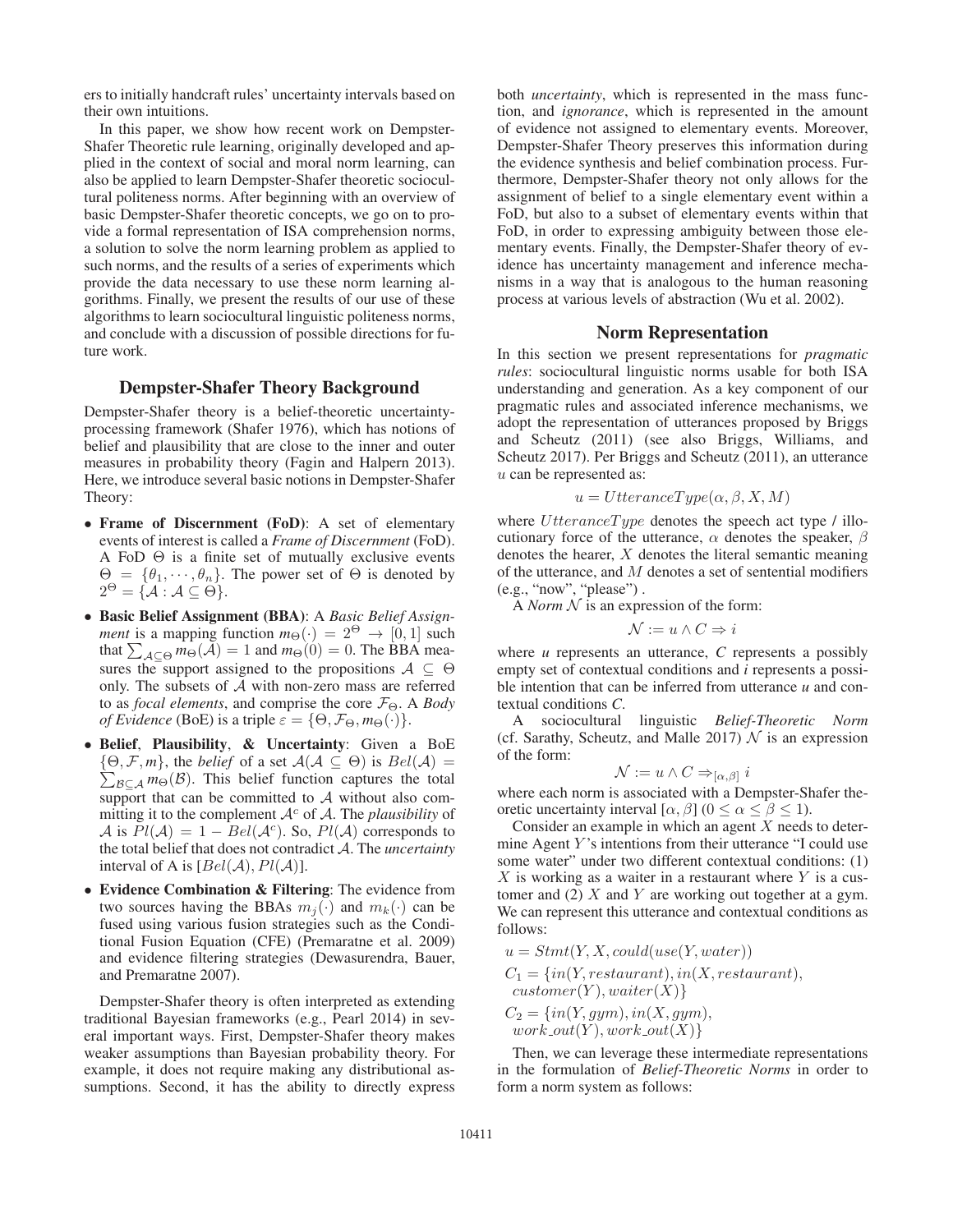ers to initially handcraft rules' uncertainty intervals based on their own intuitions.

In this paper, we show how recent work on Dempster-Shafer Theoretic rule learning, originally developed and applied in the context of social and moral norm learning, can also be applied to learn Dempster-Shafer theoretic sociocultural politeness norms. After beginning with an overview of basic Dempster-Shafer theoretic concepts, we go on to provide a formal representation of ISA comprehension norms, a solution to solve the norm learning problem as applied to such norms, and the results of a series of experiments which provide the data necessary to use these norm learning algorithms. Finally, we present the results of our use of these algorithms to learn sociocultural linguistic politeness norms, and conclude with a discussion of possible directions for future work.

## Dempster-Shafer Theory Background

Dempster-Shafer theory is a belief-theoretic uncertainty-processing framework (Shafer 1976), which has notions of belief and plausibility that are close to the inner and outer measures in probability theory (Fagin and Halpern 2013). Here, we introduce several basic notions in Dempster-Shafer Theory:

- **Frame of Discernment (FoD)**: A set of elementary events of interest is called a *Frame of Discernment* (FoD). A FoD $\Theta$ is a finite set of mutually exclusive events $\Theta = \{\theta_1, \cdots, \theta_n\}$. The power set of $\Theta$ is denoted by $2^\Theta = \{\mathcal{A} : \mathcal{A} \subseteq \Theta\}$.
- **Basic Belief Assignment (BBA)**: A *Basic Belief Assignment* is a mapping function $m_\Theta(\cdot) = 2^\Theta \rightarrow [0, 1]$ such that $\sum_{\mathcal{A} \subseteq \Theta} m_\Theta(\mathcal{A}) = 1$ and $m_\Theta(\emptyset) = 0$. The BBA measures the support assigned to the propositions $\mathcal{A} \subseteq \Theta$ only. The subsets of $\mathcal{A}$ with non-zero mass are referred to as *focal elements*, and comprise the core $\mathcal{F}_\Theta$. A *Body of Evidence* (BoE) is a triple $\varepsilon = \{\Theta, \mathcal{F}_\Theta, m_\Theta(\cdot)\}$.
- **Belief, Plausibility, & Uncertainty**: Given a BoE $\{\Theta, \mathcal{F}, m\}$, the *belief* of a set $\mathcal{A}(\mathcal{A} \subseteq \Theta)$ is $Bel(\mathcal{A}) = \sum_{\mathcal{B} \subseteq \mathcal{A}} m_\Theta(\mathcal{B})$. This belief function captures the total support that can be committed to $\mathcal{A}$ without also committing it to the complement $\mathcal{A}^c$ of $\mathcal{A}$. The *plausibility* of $\mathcal{A}$ is $Pl(\mathcal{A}) = 1 - Bel(\mathcal{A}^c)$. So, $Pl(\mathcal{A})$ corresponds to the total belief that does not contradict $\mathcal{A}$. The *uncertainty* interval of A is $[Bel(\mathcal{A}), Pl(\mathcal{A})]$.
- **Evidence Combination & Filtering**: The evidence from two sources having the BBAs $m_j(\cdot)$ and $m_k(\cdot)$ can be fused using various fusion strategies such as the Conditional Fusion Equation (CFE) (Premaratne et al. 2009) and evidence filtering strategies (Dewasurendra, Bauer, and Premaratne 2007).

Dempster-Shafer theory is often interpreted as extending traditional Bayesian frameworks (e.g., Pearl 2014) in several important ways. First, Dempster-Shafer theory makes weaker assumptions than Bayesian probability theory. For example, it does not require making any distributional assumptions. Second, it has the ability to directly express both *uncertainty*, which is represented in the mass function, and *ignorance*, which is represented in the amount of evidence not assigned to elementary events. Moreover, Dempster-Shafer Theory preserves this information during the evidence synthesis and belief combination process. Furthermore, Dempster-Shafer theory not only allows for the assignment of belief to a single elementary event within a FoD, but also to a subset of elementary events within that FoD, in order to expressing ambiguity between those elementary events. Finally, the Dempster-Shafer theory of evidence has uncertainty management and inference mechanisms in a way that is analogous to the human reasoning process at various levels of abstraction (Wu et al. 2002).

## Norm Representation

In this section we present representations for *pragmatic rules*: sociocultural linguistic norms usable for both ISA understanding and generation. As a key component of our pragmatic rules and associated inference mechanisms, we adopt the representation of utterances proposed by Briggs and Scheutz (2011) (see also Briggs, Williams, and Scheutz 2017). Per Briggs and Scheutz (2011), an utterance $u$ can be represented as:

$$u = UtteranceType(\alpha, \beta, X, M)$$

where $UtteranceType$ denotes the speech act type / illocutionary force of the utterance, $\alpha$ denotes the speaker, $\beta$ denotes the hearer, $X$ denotes the literal semantic meaning of the utterance, and $M$ denotes a set of sentential modifiers (e.g., "now", "please") .

A *Norm* $\mathcal{N}$ is an expression of the form:

$$\mathcal{N} := u \wedge C \Rightarrow i$$

where *u* represents an utterance, *C* represents a possibly empty set of contextual conditions and *i* represents a possible intention that can be inferred from utterance *u* and contextual conditions *C*.

A sociocultural linguistic *Belief-Theoretic Norm* (cf. Sarathy, Scheutz, and Malle 2017) $\mathcal{N}$ is an expression of the form:

$$\mathcal{N} := u \wedge C \Rightarrow_{[\alpha, \beta]} i$$

where each norm is associated with a Dempster-Shafer theoretic uncertainty interval $[\alpha, \beta]$ $(0 \leq \alpha \leq \beta \leq 1)$.

Consider an example in which an agent $X$ needs to determine Agent $Y$'s intentions from their utterance "I could use some water" under two different contextual conditions: (1) $X$ is working as a waiter in a restaurant where $Y$ is a customer and (2) $X$ and $Y$ are working out together at a gym. We can represent this utterance and contextual conditions as follows:

$$u = Stmt(Y, X, could(use(Y, water))$$

$$C_1 = \{in(Y, restaurant), in(X, restaurant), customer(Y), waiter(X)\}$$

$$C_2 = \{in(Y, gym), in(X, gym), work\_out(Y), work\_out(X)\}$$

Then, we can leverage these intermediate representations in the formulation of *Belief-Theoretic Norms* in order to form a norm system as follows: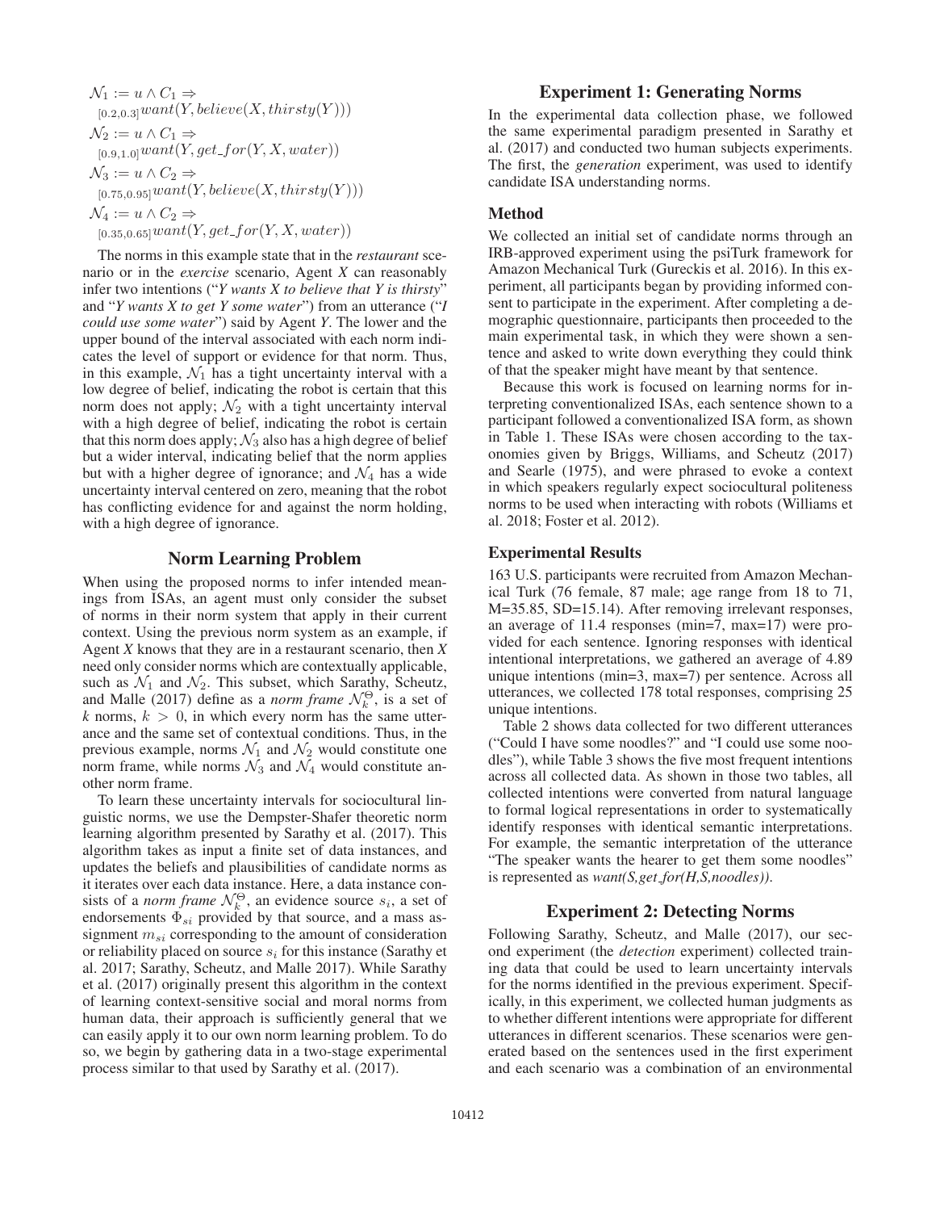$$\mathcal{N}_1 := u \wedge C_1 \Rightarrow_{[0.2,0.3]} want(Y, believe(X, thirsty(Y)))$$

$$\mathcal{N}_2 := u \wedge C_1 \Rightarrow_{[0.9,1.0]} want(Y, get\_for(Y, X, water))$$

$$\mathcal{N}_3 := u \wedge C_2 \Rightarrow_{[0.75,0.95]} want(Y, believe(X, thirsty(Y)))$$

$$\mathcal{N}_4 := u \wedge C_2 \Rightarrow_{[0.35,0.65]} want(Y, get\_for(Y, X, water))$$

The norms in this example state that in the *restaurant* scenario or in the *exercise* scenario, Agent *X* can reasonably infer two intentions ("*Y wants X to believe that Y is thirsty*" and "*Y wants X to get Y some water*") from an utterance ("*I could use some water*") said by Agent *Y*. The lower and the upper bound of the interval associated with each norm indicates the level of support or evidence for that norm. Thus, in this example, $\mathcal{N}_1$ has a tight uncertainty interval with a low degree of belief, indicating the robot is certain that this norm does not apply; $\mathcal{N}_2$ with a tight uncertainty interval with a high degree of belief, indicating the robot is certain that this norm does apply; $\mathcal{N}_3$ also has a high degree of belief but a wider interval, indicating belief that the norm applies but with a higher degree of ignorance; and $\mathcal{N}_4$ has a wide uncertainty interval centered on zero, meaning that the robot has conflicting evidence for and against the norm holding, with a high degree of ignorance.

## Norm Learning Problem

When using the proposed norms to infer intended meanings from ISAs, an agent must only consider the subset of norms in their norm system that apply in their current context. Using the previous norm system as an example, if Agent *X* knows that they are in a restaurant scenario, then *X* need only consider norms which are contextually applicable, such as $\mathcal{N}_1$ and $\mathcal{N}_2$. This subset, which Sarathy, Scheutz, and Malle (2017) define as a *norm frame* $\mathcal{N}_k^{\Theta}$, is a set of $k$ norms, $k > 0$, in which every norm has the same utterance and the same set of contextual conditions. Thus, in the previous example, norms $\mathcal{N}_1$ and $\mathcal{N}_2$ would constitute one norm frame, while norms $\mathcal{N}_3$ and $\mathcal{N}_4$ would constitute another norm frame.

To learn these uncertainty intervals for sociocultural linguistic norms, we use the Dempster-Shafer theoretic norm learning algorithm presented by Sarathy et al. (2017). This algorithm takes as input a finite set of data instances, and updates the beliefs and plausibilities of candidate norms as it iterates over each data instance. Here, a data instance consists of a *norm frame* $\mathcal{N}_k^{\Theta}$, an evidence source $s_i$, a set of endorsements $\Phi_{si}$ provided by that source, and a mass assignment $m_{si}$ corresponding to the amount of consideration or reliability placed on source $s_i$ for this instance (Sarathy et al. 2017; Sarathy, Scheutz, and Malle 2017). While Sarathy et al. (2017) originally present this algorithm in the context of learning context-sensitive social and moral norms from human data, their approach is sufficiently general that we can easily apply it to our own norm learning problem. To do so, we begin by gathering data in a two-stage experimental process similar to that used by Sarathy et al. (2017).

## Experiment 1: Generating Norms

In the experimental data collection phase, we followed the same experimental paradigm presented in Sarathy et al. (2017) and conducted two human subjects experiments. The first, the *generation* experiment, was used to identify candidate ISA understanding norms.

### Method

We collected an initial set of candidate norms through an IRB-approved experiment using the psiTurk framework for Amazon Mechanical Turk (Gureckis et al. 2016). In this experiment, all participants began by providing informed consent to participate in the experiment. After completing a demographic questionnaire, participants then proceeded to the main experimental task, in which they were shown a sentence and asked to write down everything they could think of that the speaker might have meant by that sentence.

Because this work is focused on learning norms for interpreting conventionalized ISAs, each sentence shown to a participant followed a conventionalized ISA form, as shown in Table 1. These ISAs were chosen according to the taxonomies given by Briggs, Williams, and Scheutz (2017) and Searle (1975), and were phrased to evoke a context in which speakers regularly expect sociocultural politeness norms to be used when interacting with robots (Williams et al. 2018; Foster et al. 2012).

### Experimental Results

163 U.S. participants were recruited from Amazon Mechanical Turk (76 female, 87 male; age range from 18 to 71, M=35.85, SD=15.14). After removing irrelevant responses, an average of 11.4 responses (min=7, max=17) were provided for each sentence. Ignoring responses with identical intentional interpretations, we gathered an average of 4.89 unique intentions (min=3, max=7) per sentence. Across all utterances, we collected 178 total responses, comprising 25 unique intentions.

Table 2 shows data collected for two different utterances ("Could I have some noodles?" and "I could use some noodles"), while Table 3 shows the five most frequent intentions across all collected data. As shown in those two tables, all collected intentions were converted from natural language to formal logical representations in order to systematically identify responses with identical semantic interpretations. For example, the semantic interpretation of the utterance "The speaker wants the hearer to get them some noodles" is represented as *want(S,get_for(H,S,noodles))*.

## Experiment 2: Detecting Norms

Following Sarathy, Scheutz, and Malle (2017), our second experiment (the *detection* experiment) collected training data that could be used to learn uncertainty intervals for the norms identified in the previous experiment. Specifically, in this experiment, we collected human judgments as to whether different intentions were appropriate for different utterances in different scenarios. These scenarios were generated based on the sentences used in the first experiment and each scenario was a combination of an environmental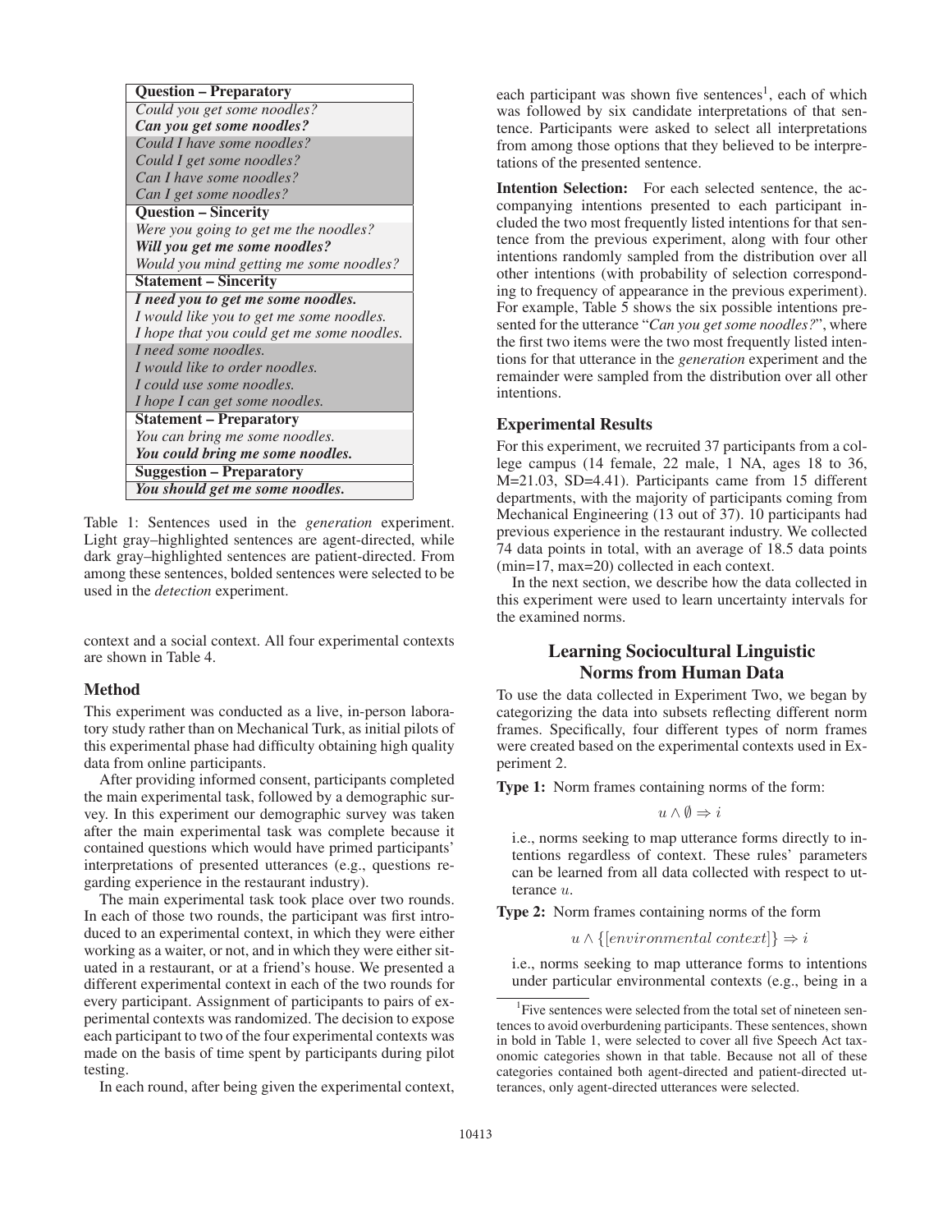| Question – Preparatory |
|---|
| *Could you get some noodles?* |
| ***Can you get some noodles?*** |
| *Could I have some noodles?* |
| *Could I get some noodles?* |
| *Can I have some noodles?* |
| *Can I get some noodles?* |
| **Question – Sincerity** |
| *Were you going to get me the noodles?* |
| ***Will you get me some noodles?*** |
| *Would you mind getting me some noodles?* |
| **Statement – Sincerity** |
| ***I need you to get me some noodles.*** |
| *I would like you to get me some noodles.* |
| *I hope that you could get me some noodles.* |
| *I need some noodles.* |
| *I would like to order noodles.* |
| *I could use some noodles.* |
| *I hope I can get some noodles.* |
| **Statement – Preparatory** |
| *You can bring me some noodles.* |
| ***You could bring me some noodles.*** |
| **Suggestion – Preparatory** |
| ***You should get me some noodles.*** |

Table 1: Sentences used in the *generation* experiment. Light gray–highlighted sentences are agent-directed, while dark gray–highlighted sentences are patient-directed. From among these sentences, bolded sentences were selected to be used in the *detection* experiment.

context and a social context. All four experimental contexts are shown in Table 4.

### Method

This experiment was conducted as a live, in-person laboratory study rather than on Mechanical Turk, as initial pilots of this experimental phase had difficulty obtaining high quality data from online participants.

After providing informed consent, participants completed the main experimental task, followed by a demographic survey. In this experiment our demographic survey was taken after the main experimental task was complete because it contained questions which would have primed participants' interpretations of presented utterances (e.g., questions regarding experience in the restaurant industry).

The main experimental task took place over two rounds. In each of those two rounds, the participant was first introduced to an experimental context, in which they were either working as a waiter, or not, and in which they were either situated in a restaurant, or at a friend's house. We presented a different experimental context in each of the two rounds for every participant. Assignment of participants to pairs of experimental contexts was randomized. The decision to expose each participant to two of the four experimental contexts was made on the basis of time spent by participants during pilot testing.

In each round, after being given the experimental context, each participant was shown five sentences[1], each of which was followed by six candidate interpretations of that sentence. Participants were asked to select all interpretations from among those options that they believed to be interpretations of the presented sentence.

**Intention Selection:** For each selected sentence, the accompanying intentions presented to each participant included the two most frequently listed intentions for that sentence from the previous experiment, along with four other intentions randomly sampled from the distribution over all other intentions (with probability of selection corresponding to frequency of appearance in the previous experiment). For example, Table 5 shows the six possible intentions presented for the utterance "*Can you get some noodles?*", where the first two items were the two most frequently listed intentions for that utterance in the *generation* experiment and the remainder were sampled from the distribution over all other intentions.

### Experimental Results

For this experiment, we recruited 37 participants from a college campus (14 female, 22 male, 1 NA, ages 18 to 36, M=21.03, SD=4.41). Participants came from 15 different departments, with the majority of participants coming from Mechanical Engineering (13 out of 37). 10 participants had previous experience in the restaurant industry. We collected 74 data points in total, with an average of 18.5 data points (min=17, max=20) collected in each context.

In the next section, we describe how the data collected in this experiment were used to learn uncertainty intervals for the examined norms.

## Learning Sociocultural Linguistic Norms from Human Data

To use the data collected in Experiment Two, we began by categorizing the data into subsets reflecting different norm frames. Specifically, four different types of norm frames were created based on the experimental contexts used in Experiment 2.

**Type 1:** Norm frames containing norms of the form:

$$u \wedge \emptyset \Rightarrow i$$

i.e., norms seeking to map utterance forms directly to intentions regardless of context. These rules' parameters can be learned from all data collected with respect to utterance $u$.

**Type 2:** Norm frames containing norms of the form

$$u \wedge \{[environmental\ context]\} \Rightarrow i$$

i.e., norms seeking to map utterance forms to intentions under particular environmental contexts (e.g., being in a

[1] Five sentences were selected from the total set of nineteen sentences to avoid overburdening participants. These sentences, shown in bold in Table 1, were selected to cover all five Speech Act taxonomic categories shown in that table. Because not all of these categories contained both agent-directed and patient-directed utterances, only agent-directed utterances were selected.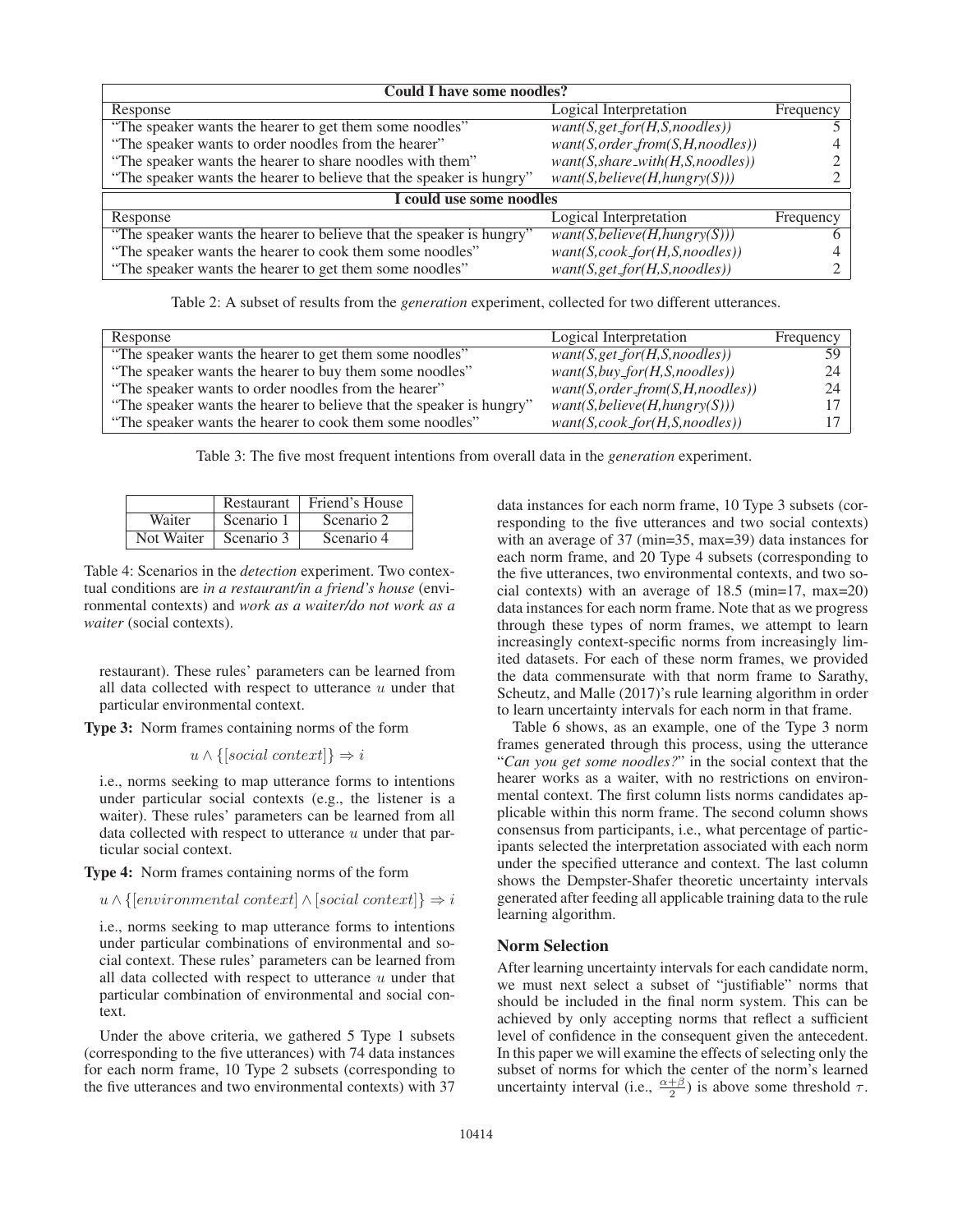| Could I have some noodles? | | |
|---|---|---|
| Response | Logical Interpretation | Frequency |
| "The speaker wants the hearer to get them some noodles" | *want(S,get_for(H,S,noodles))* | 5 |
| "The speaker wants to order noodles from the hearer" | *want(S,order_from(S,H,noodles))* | 4 |
| "The speaker wants the hearer to share noodles with them" | *want(S,share_with(H,S,noodles))* | 2 |
| "The speaker wants the hearer to believe that the speaker is hungry" | *want(S,believe(H,hungry(S)))* | 2 |
| **I could use some noodles** | | |
| Response | Logical Interpretation | Frequency |
| "The speaker wants the hearer to believe that the speaker is hungry" | *want(S,believe(H,hungry(S)))* | 6 |
| "The speaker wants the hearer to cook them some noodles" | *want(S,cook_for(H,S,noodles))* | 4 |
| "The speaker wants the hearer to get them some noodles" | *want(S,get_for(H,S,noodles))* | 2 |

Table 2: A subset of results from the *generation* experiment, collected for two different utterances.

| Response | Logical Interpretation | Frequency |
|---|---|---|
| "The speaker wants the hearer to get them some noodles" | *want(S,get_for(H,S,noodles))* | 59 |
| "The speaker wants the hearer to buy them some noodles" | *want(S,buy_for(H,S,noodles))* | 24 |
| "The speaker wants to order noodles from the hearer" | *want(S,order_from(S,H,noodles))* | 24 |
| "The speaker wants the hearer to believe that the speaker is hungry" | *want(S,believe(H,hungry(S)))* | 17 |
| "The speaker wants the hearer to cook them some noodles" | *want(S,cook_for(H,S,noodles))* | 17 |

Table 3: The five most frequent intentions from overall data in the *generation* experiment.

| | Restaurant | Friend's House |
|---|---|---|
| Waiter | Scenario 1 | Scenario 2 |
| Not Waiter | Scenario 3 | Scenario 4 |

Table 4: Scenarios in the *detection* experiment. Two contextual conditions are *in a restaurant/in a friend's house* (environmental contexts) and *work as a waiter/do not work as a waiter* (social contexts).

restaurant). These rules' parameters can be learned from all data collected with respect to utterance $u$ under that particular environmental context.

**Type 3:** Norm frames containing norms of the form

$$u \wedge \{[social\ context]\} \Rightarrow i$$

i.e., norms seeking to map utterance forms to intentions under particular social contexts (e.g., the listener is a waiter). These rules' parameters can be learned from all data collected with respect to utterance $u$ under that particular social context.

**Type 4:** Norm frames containing norms of the form

$$u \wedge \{[environmental\ context] \wedge [social\ context]\} \Rightarrow i$$

i.e., norms seeking to map utterance forms to intentions under particular combinations of environmental and social context. These rules' parameters can be learned from all data collected with respect to utterance $u$ under that particular combination of environmental and social context.

Under the above criteria, we gathered 5 Type 1 subsets (corresponding to the five utterances) with 74 data instances for each norm frame, 10 Type 2 subsets (corresponding to the five utterances and two environmental contexts) with 37 data instances for each norm frame, 10 Type 3 subsets (corresponding to the five utterances and two social contexts) with an average of 37 (min=35, max=39) data instances for each norm frame, and 20 Type 4 subsets (corresponding to the five utterances, two environmental contexts, and two social contexts) with an average of 18.5 (min=17, max=20) data instances for each norm frame. Note that as we progress through these types of norm frames, we attempt to learn increasingly context-specific norms from increasingly limited datasets. For each of these norm frames, we provided the data commensurate with that norm frame to Sarathy, Scheutz, and Malle (2017)'s rule learning algorithm in order to learn uncertainty intervals for each norm in that frame.

Table 6 shows, as an example, one of the Type 3 norm frames generated through this process, using the utterance "*Can you get some noodles?*" in the social context that the hearer works as a waiter, with no restrictions on environmental context. The first column lists norms candidates applicable within this norm frame. The second column shows consensus from participants, i.e., what percentage of participants selected the interpretation associated with each norm under the specified utterance and context. The last column shows the Dempster-Shafer theoretic uncertainty intervals generated after feeding all applicable training data to the rule learning algorithm.

## Norm Selection

After learning uncertainty intervals for each candidate norm, we must next select a subset of "justifiable" norms that should be included in the final norm system. This can be achieved by only accepting norms that reflect a sufficient level of confidence in the consequent given the antecedent. In this paper we will examine the effects of selecting only the subset of norms for which the center of the norm's learned uncertainty interval (i.e., $\frac{\alpha+\beta}{2}$) is above some threshold $\tau$.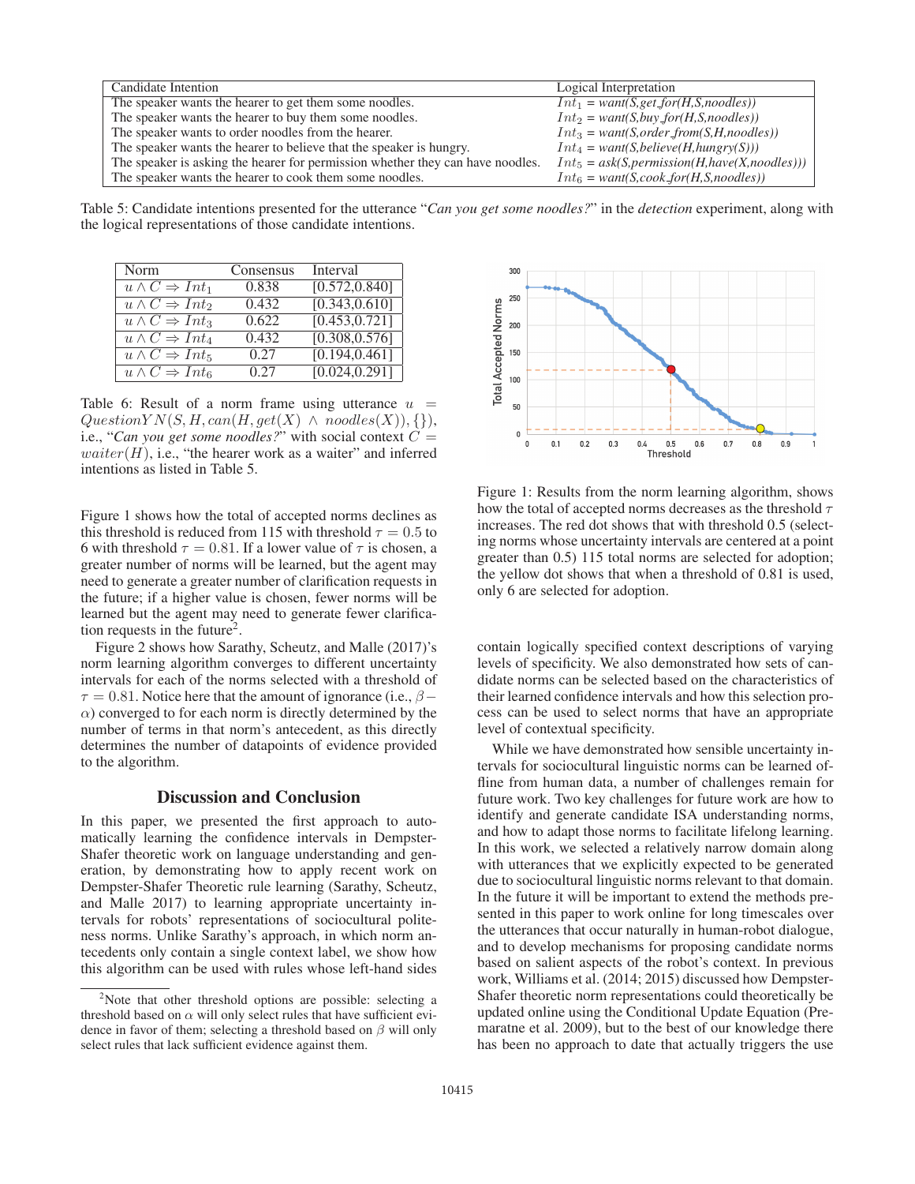| Candidate Intention | Logical Interpretation |
|---|---|
| The speaker wants the hearer to get them some noodles. | $Int_1$ = *want(S,get_for(H,S,noodles))* |
| The speaker wants the hearer to buy them some noodles. | $Int_2$ = *want(S,buy_for(H,S,noodles))* |
| The speaker wants to order noodles from the hearer. | $Int_3$ = *want(S,order_from(S,H,noodles))* |
| The speaker wants the hearer to believe that the speaker is hungry. | $Int_4$ = *want(S,believe(H,hungry(S)))* |
| The speaker is asking the hearer for permission whether they can have noodles. | $Int_5$ = *ask(S,permission(H,have(X,noodles)))* |
| The speaker wants the hearer to cook them some noodles. | $Int_6$ = *want(S,cook_for(H,S,noodles))* |

Table 5: Candidate intentions presented for the utterance "*Can you get some noodles?*" in the *detection* experiment, along with the logical representations of those candidate intentions.

| Norm | Consensus | Interval |
|---|---|---|
| $u \wedge C \Rightarrow Int_1$ | 0.838 | [0.572,0.840] |
| $u \wedge C \Rightarrow Int_2$ | 0.432 | [0.343,0.610] |
| $u \wedge C \Rightarrow Int_3$ | 0.622 | [0.453,0.721] |
| $u \wedge C \Rightarrow Int_4$ | 0.432 | [0.308,0.576] |
| $u \wedge C \Rightarrow Int_5$ | 0.27 | [0.194,0.461] |
| $u \wedge C \Rightarrow Int_6$ | 0.27 | [0.024,0.291] |

Table 6: Result of a norm frame using utterance $u = QuestionYN(S, H, can(H, get(X) \wedge noodles(X)), \{\})$, i.e., "*Can you get some noodles?*" with social context $C = waiter(H)$, i.e., "the hearer work as a waiter" and inferred intentions as listed in Table 5.

Figure 1 shows how the total of accepted norms declines as this threshold is reduced from 115 with threshold $\tau = 0.5$ to 6 with threshold $\tau = 0.81$. If a lower value of $\tau$ is chosen, a greater number of norms will be learned, but the agent may need to generate a greater number of clarification requests in the future; if a higher value is chosen, fewer norms will be learned but the agent may need to generate fewer clarification requests in the future[2].

Figure 2 shows how Sarathy, Scheutz, and Malle (2017)'s norm learning algorithm converges to different uncertainty intervals for each of the norms selected with a threshold of $\tau = 0.81$. Notice here that the amount of ignorance (i.e., $\beta - \alpha$) converged to for each norm is directly determined by the number of terms in each norm's antecedent, as this directly determines the number of datapoints of evidence provided to the algorithm.

Figure 1: Results from the norm learning algorithm, shows how the total of accepted norms decreases as the threshold $\tau$ increases. The red dot shows that with threshold 0.5 (selecting norms whose uncertainty intervals are centered at a point greater than 0.5) 115 total norms are selected for adoption; the yellow dot shows that when a threshold of 0.81 is used, only 6 are selected for adoption.

## Discussion and Conclusion

In this paper, we presented the first approach to automatically learning the confidence intervals in Dempster-Shafer theoretic work on language understanding and generation, by demonstrating how to apply recent work on Dempster-Shafer Theoretic rule learning (Sarathy, Scheutz, and Malle 2017) to learning appropriate uncertainty intervals for robots' representations of sociocultural politeness norms. Unlike Sarathy's approach, in which norm antecedents only contain a single context label, we show how this algorithm can be used with rules whose left-hand sides contain logically specified context descriptions of varying levels of specificity. We also demonstrated how sets of candidate norms can be selected based on the characteristics of their learned confidence intervals and how this selection process can be used to select norms that have an appropriate level of contextual specificity.

While we have demonstrated how sensible uncertainty intervals for sociocultural linguistic norms can be learned offline from human data, a number of challenges remain for future work. Two key challenges for future work are how to identify and generate candidate ISA understanding norms, and how to adapt those norms to facilitate lifelong learning. In this work, we selected a relatively narrow domain along with utterances that we explicitly expected to be generated due to sociocultural linguistic norms relevant to that domain. In the future it will be important to extend the methods presented in this paper to work online for long timescales over the utterances that occur naturally in human-robot dialogue, and to develop mechanisms for proposing candidate norms based on salient aspects of the robot's context. In previous work, Williams et al. (2014; 2015) discussed how Dempster-Shafer theoretic norm representations could theoretically be updated online using the Conditional Update Equation (Premaratne et al. 2009), but to the best of our knowledge there has been no approach to date that actually triggers the use

[2] Note that other threshold options are possible: selecting a threshold based on $\alpha$ will only select rules that have sufficient evidence in favor of them; selecting a threshold based on $\beta$ will only select rules that lack sufficient evidence against them.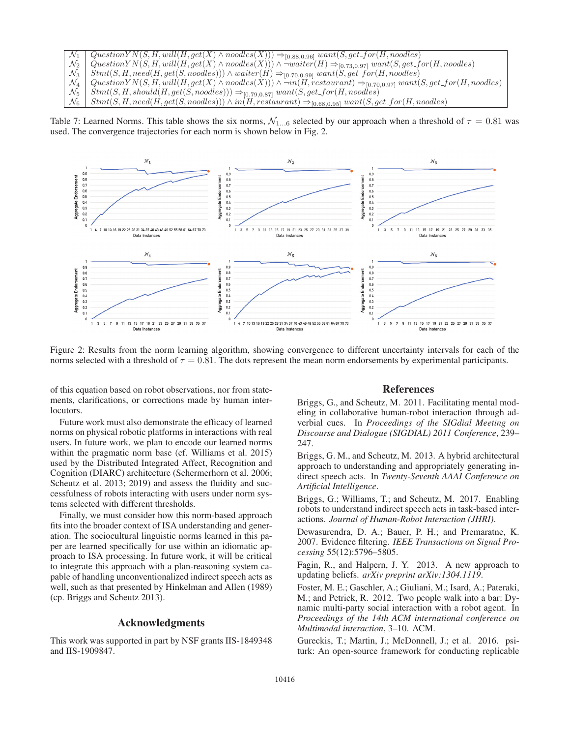| | |
|---|---|
| $\mathcal{N}_1$ | $QuestionYN(S, H, will(H, get(X) \wedge noodles(X))) \Rightarrow_{[0.88,0.96]} want(S, get\_for(H, noodles)$ |
| $\mathcal{N}_2$ | $QuestionYN(S, H, will(H, get(X) \wedge noodles(X))) \wedge \neg waiter(H) \Rightarrow_{[0.73,0.97]} want(S, get\_for(H, noodles)$ |
| $\mathcal{N}_3$ | $Stmt(S, H, need(H, get(S, noodles))) \wedge waiter(H) \Rightarrow_{[0.70,0.99]} want(S, get\_for(H, noodles)$ |
| $\mathcal{N}_4$ | $QuestionYN(S, H, will(H, get(X) \wedge noodles(X))) \wedge \neg in(H, restaurant) \Rightarrow_{[0.70,0.97]} want(S, get\_for(H, noodles)$ |
| $\mathcal{N}_5$ | $Stmt(S, H, should(H, get(S, noodles))) \Rightarrow_{[0.79,0.87]} want(S, get\_for(H, noodles)$ |
| $\mathcal{N}_6$ | $Stmt(S, H, need(H, get(S, noodles))) \wedge in(H, restaurant) \Rightarrow_{[0.68,0.95]} want(S, get\_for(H, noodles)$ |

Table 7: Learned Norms. This table shows the six norms, $\mathcal{N}_{1...6}$ selected by our approach when a threshold of $\tau = 0.81$ was used. The convergence trajectories for each norm is shown below in Fig. 2.

Figure 2: Results from the norm learning algorithm, showing convergence to different uncertainty intervals for each of the norms selected with a threshold of $\tau = 0.81$. The dots represent the mean norm endorsements by experimental participants.

of this equation based on robot observations, nor from statements, clarifications, or corrections made by human interlocutors.

Future work must also demonstrate the efficacy of learned norms on physical robotic platforms in interactions with real users. In future work, we plan to encode our learned norms within the pragmatic norm base (cf. Williams et al. 2015) used by the Distributed Integrated Affect, Recognition and Cognition (DIARC) architecture (Schermerhorn et al. 2006; Scheutz et al. 2013; 2019) and assess the fluidity and successfulness of robots interacting with users under norm systems selected with different thresholds.

Finally, we must consider how this norm-based approach fits into the broader context of ISA understanding and generation. The sociocultural linguistic norms learned in this paper are learned specifically for use within an idiomatic approach to ISA processing. In future work, it will be critical to integrate this approach with a plan-reasoning system capable of handling unconventionalized indirect speech acts as well, such as that presented by Hinkelman and Allen (1989) (cp. Briggs and Scheutz 2013).

## Acknowledgments

This work was supported in part by NSF grants IIS-1849348 and IIS-1909847.

## References

Briggs, G., and Scheutz, M. 2011. Facilitating mental modeling in collaborative human-robot interaction through adverbial cues. In *Proceedings of the SIGdial Meeting on Discourse and Dialogue (SIGDIAL) 2011 Conference*, 239–247.

Briggs, G. M., and Scheutz, M. 2013. A hybrid architectural approach to understanding and appropriately generating indirect speech acts. In *Twenty-Seventh AAAI Conference on Artificial Intelligence*.

Briggs, G.; Williams, T.; and Scheutz, M. 2017. Enabling robots to understand indirect speech acts in task-based interactions. *Journal of Human-Robot Interaction (JHRI)*.

Dewasurendra, D. A.; Bauer, P. H.; and Premaratne, K. 2007. Evidence filtering. *IEEE Transactions on Signal Processing* 55(12):5796–5805.

Fagin, R., and Halpern, J. Y. 2013. A new approach to updating beliefs. *arXiv preprint arXiv:1304.1119*.

Foster, M. E.; Gaschler, A.; Giuliani, M.; Isard, A.; Pateraki, M.; and Petrick, R. 2012. Two people walk into a bar: Dynamic multi-party social interaction with a robot agent. In *Proceedings of the 14th ACM international conference on Multimodal interaction*, 3–10. ACM.

Gureckis, T.; Martin, J.; McDonnell, J.; et al. 2016. psiturk: An open-source framework for conducting replicable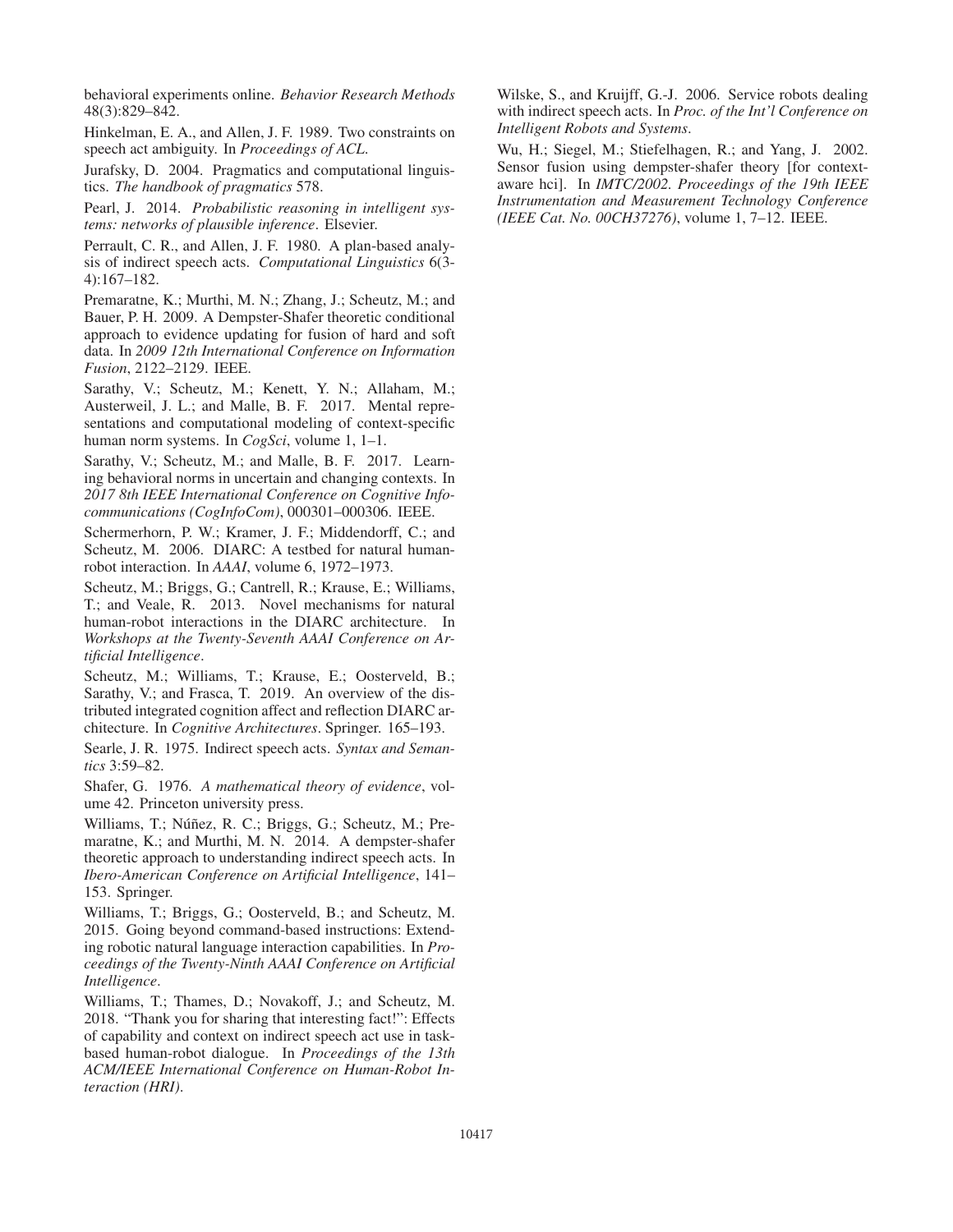behavioral experiments online. *Behavior Research Methods* 48(3):829–842.

Hinkelman, E. A., and Allen, J. F. 1989. Two constraints on speech act ambiguity. In *Proceedings of ACL*.

Jurafsky, D. 2004. Pragmatics and computational linguistics. *The handbook of pragmatics* 578.

Pearl, J. 2014. *Probabilistic reasoning in intelligent systems: networks of plausible inference*. Elsevier.

Perrault, C. R., and Allen, J. F. 1980. A plan-based analysis of indirect speech acts. *Computational Linguistics* 6(3-4):167–182.

Premaratne, K.; Murthi, M. N.; Zhang, J.; Scheutz, M.; and Bauer, P. H. 2009. A Dempster-Shafer theoretic conditional approach to evidence updating for fusion of hard and soft data. In *2009 12th International Conference on Information Fusion*, 2122–2129. IEEE.

Sarathy, V.; Scheutz, M.; Kenett, Y. N.; Allaham, M.; Austerweil, J. L.; and Malle, B. F. 2017. Mental representations and computational modeling of context-specific human norm systems. In *CogSci*, volume 1, 1–1.

Sarathy, V.; Scheutz, M.; and Malle, B. F. 2017. Learning behavioral norms in uncertain and changing contexts. In *2017 8th IEEE International Conference on Cognitive Infocommunications (CogInfoCom)*, 000301–000306. IEEE.

Schermerhorn, P. W.; Kramer, J. F.; Middendorff, C.; and Scheutz, M. 2006. DIARC: A testbed for natural human-robot interaction. In *AAAI*, volume 6, 1972–1973.

Scheutz, M.; Briggs, G.; Cantrell, R.; Krause, E.; Williams, T.; and Veale, R. 2013. Novel mechanisms for natural human-robot interactions in the DIARC architecture. In *Workshops at the Twenty-Seventh AAAI Conference on Artificial Intelligence*.

Scheutz, M.; Williams, T.; Krause, E.; Oosterveld, B.; Sarathy, V.; and Frasca, T. 2019. An overview of the distributed integrated cognition affect and reflection DIARC architecture. In *Cognitive Architectures*. Springer. 165–193.

Searle, J. R. 1975. Indirect speech acts. *Syntax and Semantics* 3:59–82.

Shafer, G. 1976. *A mathematical theory of evidence*, volume 42. Princeton university press.

Williams, T.; Núñez, R. C.; Briggs, G.; Scheutz, M.; Premaratne, K.; and Murthi, M. N. 2014. A dempster-shafer theoretic approach to understanding indirect speech acts. In *Ibero-American Conference on Artificial Intelligence*, 141–153. Springer.

Williams, T.; Briggs, G.; Oosterveld, B.; and Scheutz, M. 2015. Going beyond command-based instructions: Extending robotic natural language interaction capabilities. In *Proceedings of the Twenty-Ninth AAAI Conference on Artificial Intelligence*.

Williams, T.; Thames, D.; Novakoff, J.; and Scheutz, M. 2018. "Thank you for sharing that interesting fact!": Effects of capability and context on indirect speech act use in task-based human-robot dialogue. In *Proceedings of the 13th ACM/IEEE International Conference on Human-Robot Interaction (HRI)*.

Wilske, S., and Kruijff, G.-J. 2006. Service robots dealing with indirect speech acts. In *Proc. of the Int'l Conference on Intelligent Robots and Systems*.

Wu, H.; Siegel, M.; Stiefelhagen, R.; and Yang, J. 2002. Sensor fusion using dempster-shafer theory [for context-aware hci]. In *IMTC/2002. Proceedings of the 19th IEEE Instrumentation and Measurement Technology Conference (IEEE Cat. No. 00CH37276)*, volume 1, 7–12. IEEE.